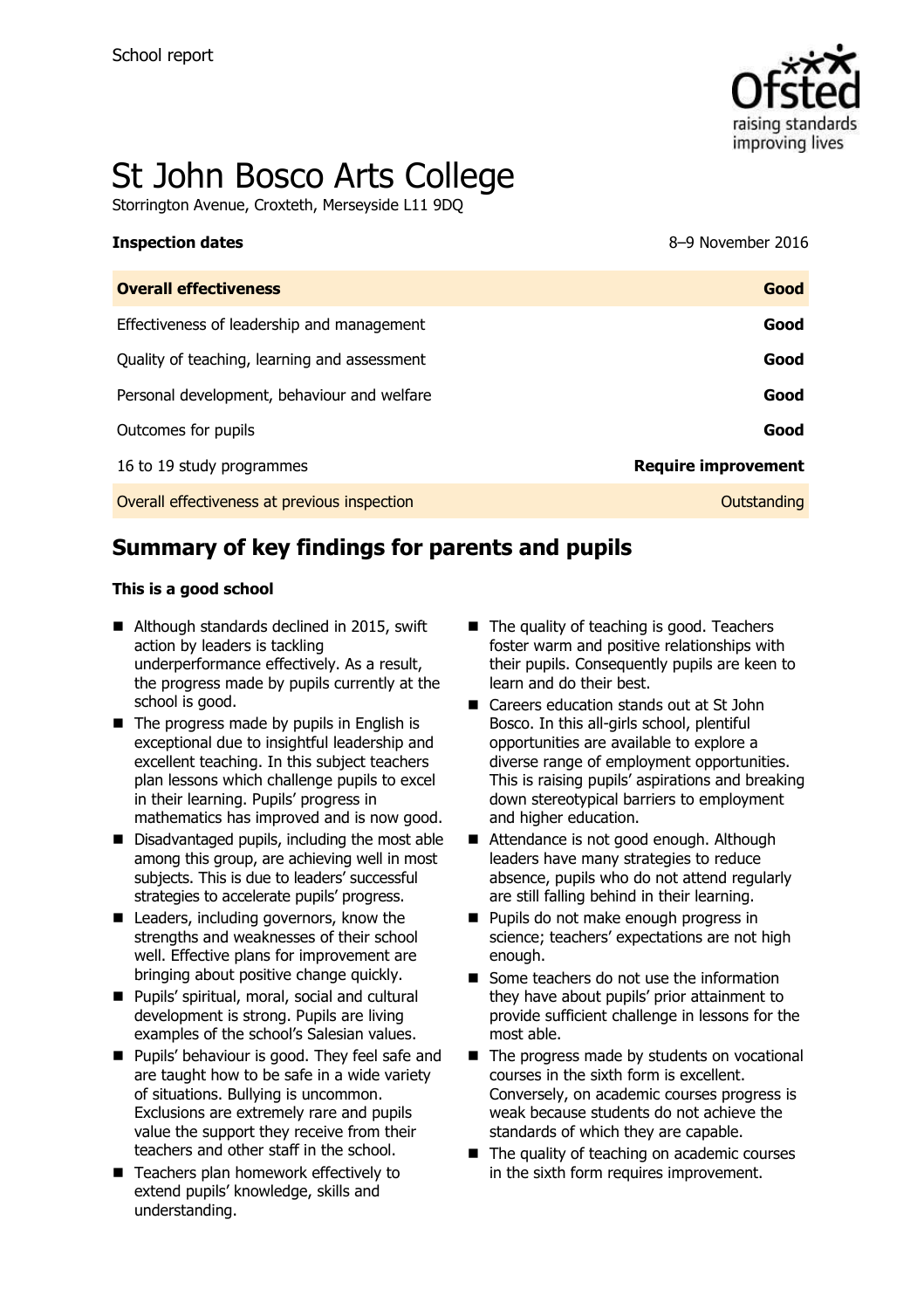School report

# St John Bosco Arts College

Storrington Avenue, Croxteth, Merseyside L11 9DQ

**Inspection dates** 8–9 November 2016

| **Overall effectiveness** | **Good** |
|---|---|
| Effectiveness of leadership and management | **Good** |
| Quality of teaching, learning and assessment | **Good** |
| Personal development, behaviour and welfare | **Good** |
| Outcomes for pupils | **Good** |
| 16 to 19 study programmes | **Require improvement** |
| Overall effectiveness at previous inspection | Outstanding |

## Summary of key findings for parents and pupils

**This is a good school**

- Although standards declined in 2015, swift action by leaders is tackling underperformance effectively. As a result, the progress made by pupils currently at the school is good.
- The progress made by pupils in English is exceptional due to insightful leadership and excellent teaching. In this subject teachers plan lessons which challenge pupils to excel in their learning. Pupils' progress in mathematics has improved and is now good.
- Disadvantaged pupils, including the most able among this group, are achieving well in most subjects. This is due to leaders' successful strategies to accelerate pupils' progress.
- Leaders, including governors, know the strengths and weaknesses of their school well. Effective plans for improvement are bringing about positive change quickly.
- Pupils' spiritual, moral, social and cultural development is strong. Pupils are living examples of the school's Salesian values.
- Pupils' behaviour is good. They feel safe and are taught how to be safe in a wide variety of situations. Bullying is uncommon. Exclusions are extremely rare and pupils value the support they receive from their teachers and other staff in the school.
- Teachers plan homework effectively to extend pupils' knowledge, skills and understanding.
- The quality of teaching is good. Teachers foster warm and positive relationships with their pupils. Consequently pupils are keen to learn and do their best.
- Careers education stands out at St John Bosco. In this all-girls school, plentiful opportunities are available to explore a diverse range of employment opportunities. This is raising pupils' aspirations and breaking down stereotypical barriers to employment and higher education.
- Attendance is not good enough. Although leaders have many strategies to reduce absence, pupils who do not attend regularly are still falling behind in their learning.
- Pupils do not make enough progress in science; teachers' expectations are not high enough.
- Some teachers do not use the information they have about pupils' prior attainment to provide sufficient challenge in lessons for the most able.
- The progress made by students on vocational courses in the sixth form is excellent. Conversely, on academic courses progress is weak because students do not achieve the standards of which they are capable.
- The quality of teaching on academic courses in the sixth form requires improvement.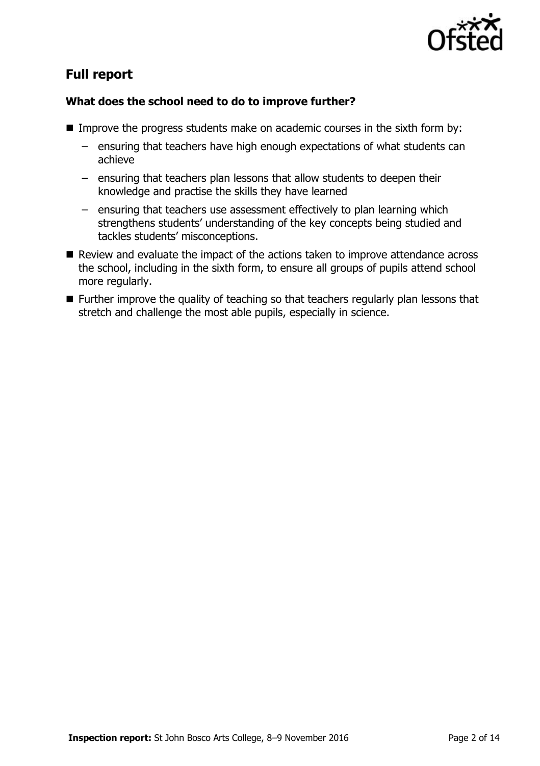## Full report

### What does the school need to do to improve further?

- Improve the progress students make on academic courses in the sixth form by:
  - ensuring that teachers have high enough expectations of what students can achieve
  - ensuring that teachers plan lessons that allow students to deepen their knowledge and practise the skills they have learned
  - ensuring that teachers use assessment effectively to plan learning which strengthens students' understanding of the key concepts being studied and tackles students' misconceptions.
- Review and evaluate the impact of the actions taken to improve attendance across the school, including in the sixth form, to ensure all groups of pupils attend school more regularly.
- Further improve the quality of teaching so that teachers regularly plan lessons that stretch and challenge the most able pupils, especially in science.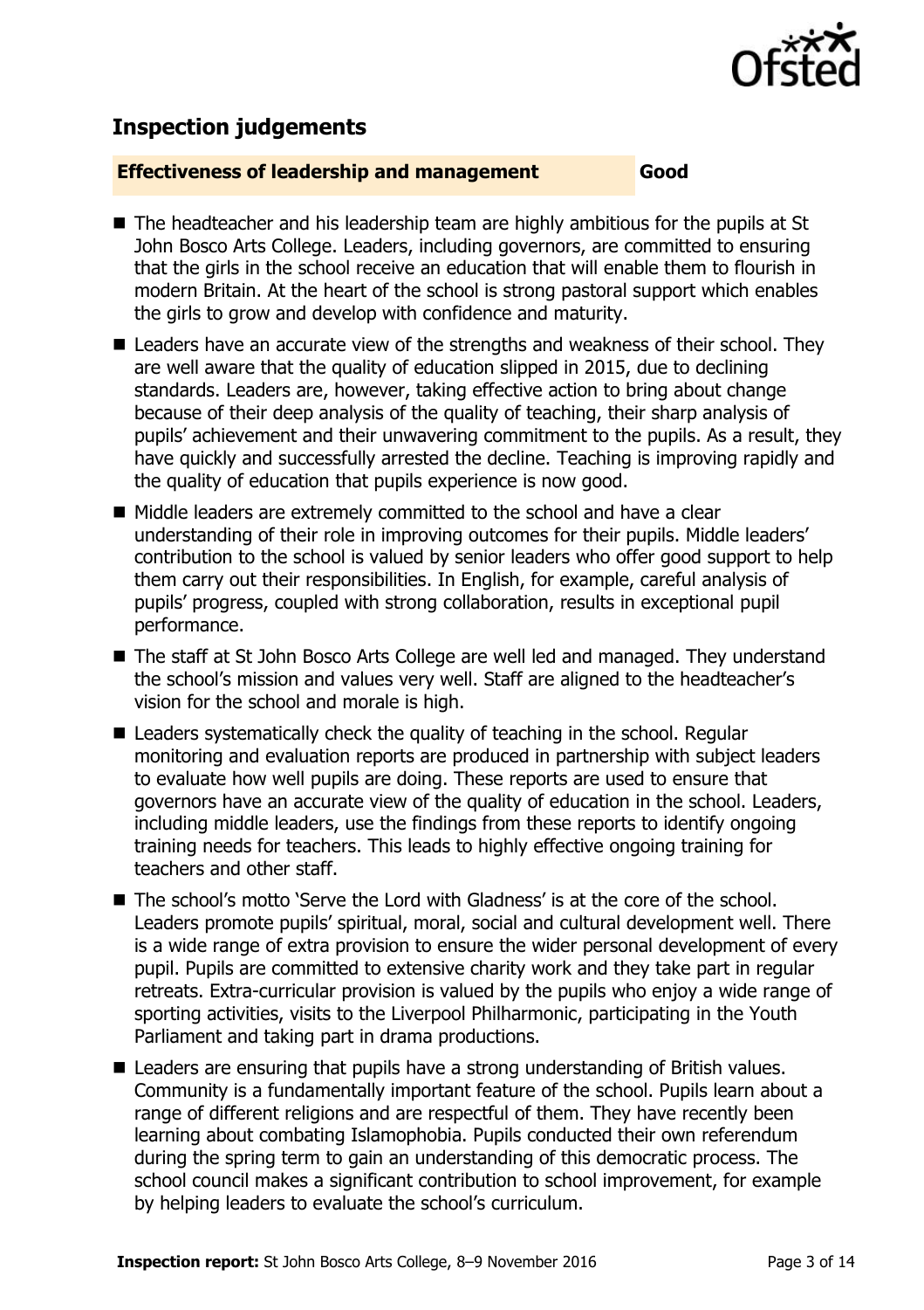## Inspection judgements

**Effectiveness of leadership and management** **Good**

- The headteacher and his leadership team are highly ambitious for the pupils at St John Bosco Arts College. Leaders, including governors, are committed to ensuring that the girls in the school receive an education that will enable them to flourish in modern Britain. At the heart of the school is strong pastoral support which enables the girls to grow and develop with confidence and maturity.
- Leaders have an accurate view of the strengths and weakness of their school. They are well aware that the quality of education slipped in 2015, due to declining standards. Leaders are, however, taking effective action to bring about change because of their deep analysis of the quality of teaching, their sharp analysis of pupils' achievement and their unwavering commitment to the pupils. As a result, they have quickly and successfully arrested the decline. Teaching is improving rapidly and the quality of education that pupils experience is now good.
- Middle leaders are extremely committed to the school and have a clear understanding of their role in improving outcomes for their pupils. Middle leaders' contribution to the school is valued by senior leaders who offer good support to help them carry out their responsibilities. In English, for example, careful analysis of pupils' progress, coupled with strong collaboration, results in exceptional pupil performance.
- The staff at St John Bosco Arts College are well led and managed. They understand the school's mission and values very well. Staff are aligned to the headteacher's vision for the school and morale is high.
- Leaders systematically check the quality of teaching in the school. Regular monitoring and evaluation reports are produced in partnership with subject leaders to evaluate how well pupils are doing. These reports are used to ensure that governors have an accurate view of the quality of education in the school. Leaders, including middle leaders, use the findings from these reports to identify ongoing training needs for teachers. This leads to highly effective ongoing training for teachers and other staff.
- The school's motto 'Serve the Lord with Gladness' is at the core of the school. Leaders promote pupils' spiritual, moral, social and cultural development well. There is a wide range of extra provision to ensure the wider personal development of every pupil. Pupils are committed to extensive charity work and they take part in regular retreats. Extra-curricular provision is valued by the pupils who enjoy a wide range of sporting activities, visits to the Liverpool Philharmonic, participating in the Youth Parliament and taking part in drama productions.
- Leaders are ensuring that pupils have a strong understanding of British values. Community is a fundamentally important feature of the school. Pupils learn about a range of different religions and are respectful of them. They have recently been learning about combating Islamophobia. Pupils conducted their own referendum during the spring term to gain an understanding of this democratic process. The school council makes a significant contribution to school improvement, for example by helping leaders to evaluate the school's curriculum.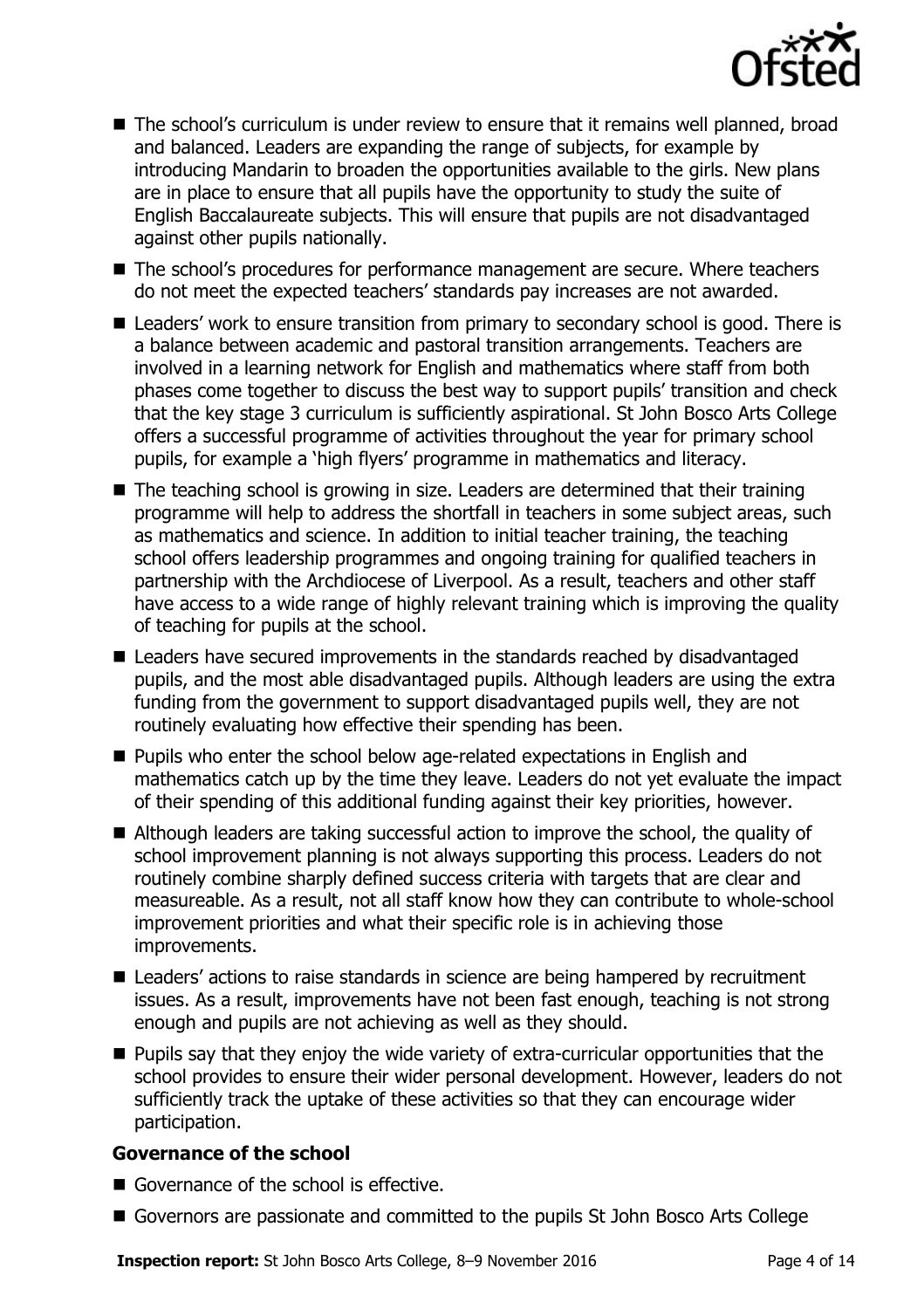- The school's curriculum is under review to ensure that it remains well planned, broad and balanced. Leaders are expanding the range of subjects, for example by introducing Mandarin to broaden the opportunities available to the girls. New plans are in place to ensure that all pupils have the opportunity to study the suite of English Baccalaureate subjects. This will ensure that pupils are not disadvantaged against other pupils nationally.
- The school's procedures for performance management are secure. Where teachers do not meet the expected teachers' standards pay increases are not awarded.
- Leaders' work to ensure transition from primary to secondary school is good. There is a balance between academic and pastoral transition arrangements. Teachers are involved in a learning network for English and mathematics where staff from both phases come together to discuss the best way to support pupils' transition and check that the key stage 3 curriculum is sufficiently aspirational. St John Bosco Arts College offers a successful programme of activities throughout the year for primary school pupils, for example a 'high flyers' programme in mathematics and literacy.
- The teaching school is growing in size. Leaders are determined that their training programme will help to address the shortfall in teachers in some subject areas, such as mathematics and science. In addition to initial teacher training, the teaching school offers leadership programmes and ongoing training for qualified teachers in partnership with the Archdiocese of Liverpool. As a result, teachers and other staff have access to a wide range of highly relevant training which is improving the quality of teaching for pupils at the school.
- Leaders have secured improvements in the standards reached by disadvantaged pupils, and the most able disadvantaged pupils. Although leaders are using the extra funding from the government to support disadvantaged pupils well, they are not routinely evaluating how effective their spending has been.
- Pupils who enter the school below age-related expectations in English and mathematics catch up by the time they leave. Leaders do not yet evaluate the impact of their spending of this additional funding against their key priorities, however.
- Although leaders are taking successful action to improve the school, the quality of school improvement planning is not always supporting this process. Leaders do not routinely combine sharply defined success criteria with targets that are clear and measureable. As a result, not all staff know how they can contribute to whole-school improvement priorities and what their specific role is in achieving those improvements.
- Leaders' actions to raise standards in science are being hampered by recruitment issues. As a result, improvements have not been fast enough, teaching is not strong enough and pupils are not achieving as well as they should.
- Pupils say that they enjoy the wide variety of extra-curricular opportunities that the school provides to ensure their wider personal development. However, leaders do not sufficiently track the uptake of these activities so that they can encourage wider participation.

### Governance of the school

- Governance of the school is effective.
- Governors are passionate and committed to the pupils St John Bosco Arts College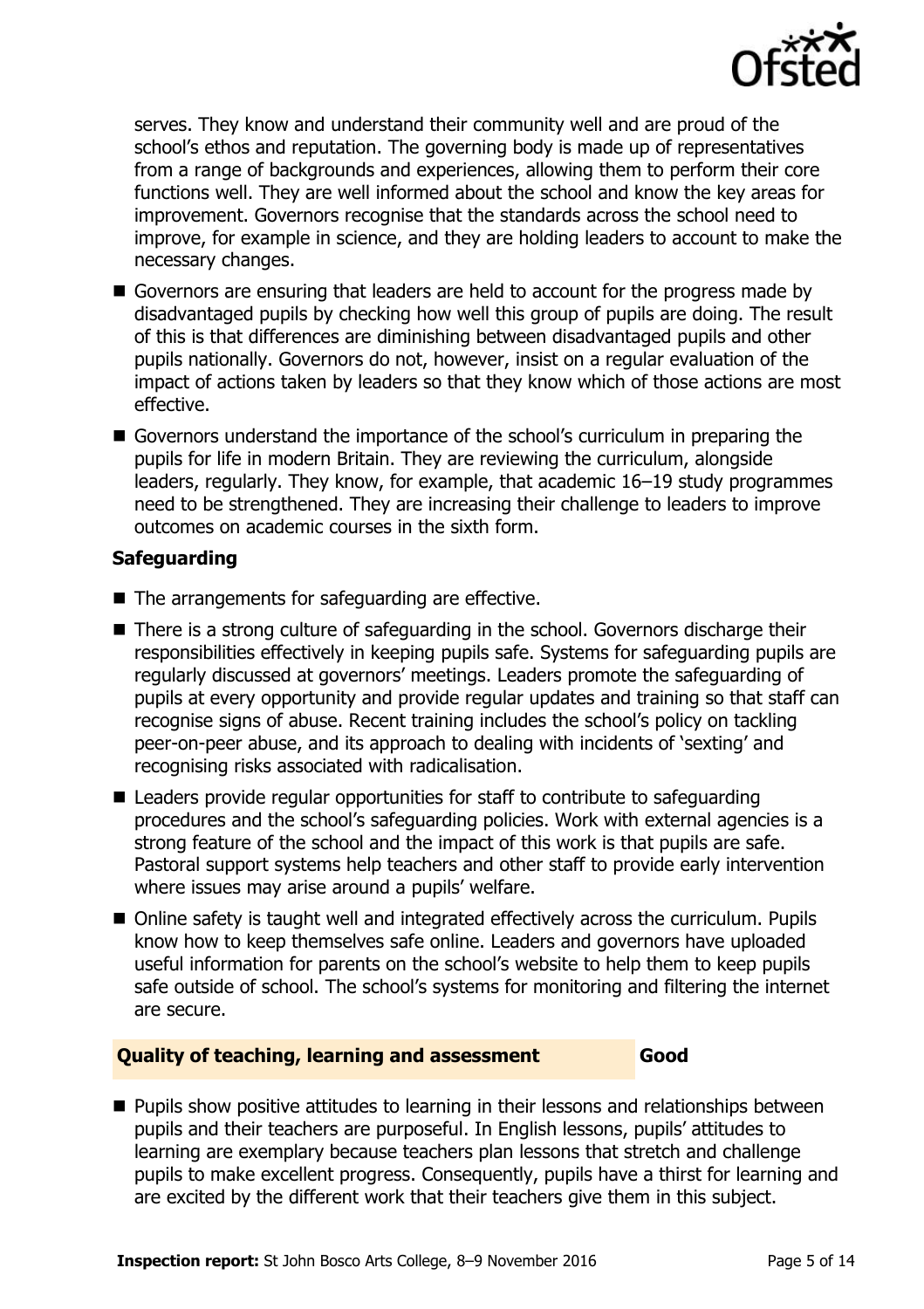serves. They know and understand their community well and are proud of the school's ethos and reputation. The governing body is made up of representatives from a range of backgrounds and experiences, allowing them to perform their core functions well. They are well informed about the school and know the key areas for improvement. Governors recognise that the standards across the school need to improve, for example in science, and they are holding leaders to account to make the necessary changes.

- Governors are ensuring that leaders are held to account for the progress made by disadvantaged pupils by checking how well this group of pupils are doing. The result of this is that differences are diminishing between disadvantaged pupils and other pupils nationally. Governors do not, however, insist on a regular evaluation of the impact of actions taken by leaders so that they know which of those actions are most effective.
- Governors understand the importance of the school's curriculum in preparing the pupils for life in modern Britain. They are reviewing the curriculum, alongside leaders, regularly. They know, for example, that academic 16–19 study programmes need to be strengthened. They are increasing their challenge to leaders to improve outcomes on academic courses in the sixth form.

**Safeguarding**

- The arrangements for safeguarding are effective.
- There is a strong culture of safeguarding in the school. Governors discharge their responsibilities effectively in keeping pupils safe. Systems for safeguarding pupils are regularly discussed at governors' meetings. Leaders promote the safeguarding of pupils at every opportunity and provide regular updates and training so that staff can recognise signs of abuse. Recent training includes the school's policy on tackling peer-on-peer abuse, and its approach to dealing with incidents of 'sexting' and recognising risks associated with radicalisation.
- Leaders provide regular opportunities for staff to contribute to safeguarding procedures and the school's safeguarding policies. Work with external agencies is a strong feature of the school and the impact of this work is that pupils are safe. Pastoral support systems help teachers and other staff to provide early intervention where issues may arise around a pupils' welfare.
- Online safety is taught well and integrated effectively across the curriculum. Pupils know how to keep themselves safe online. Leaders and governors have uploaded useful information for parents on the school's website to help them to keep pupils safe outside of school. The school's systems for monitoring and filtering the internet are secure.

## Quality of teaching, learning and assessment — Good

- Pupils show positive attitudes to learning in their lessons and relationships between pupils and their teachers are purposeful. In English lessons, pupils' attitudes to learning are exemplary because teachers plan lessons that stretch and challenge pupils to make excellent progress. Consequently, pupils have a thirst for learning and are excited by the different work that their teachers give them in this subject.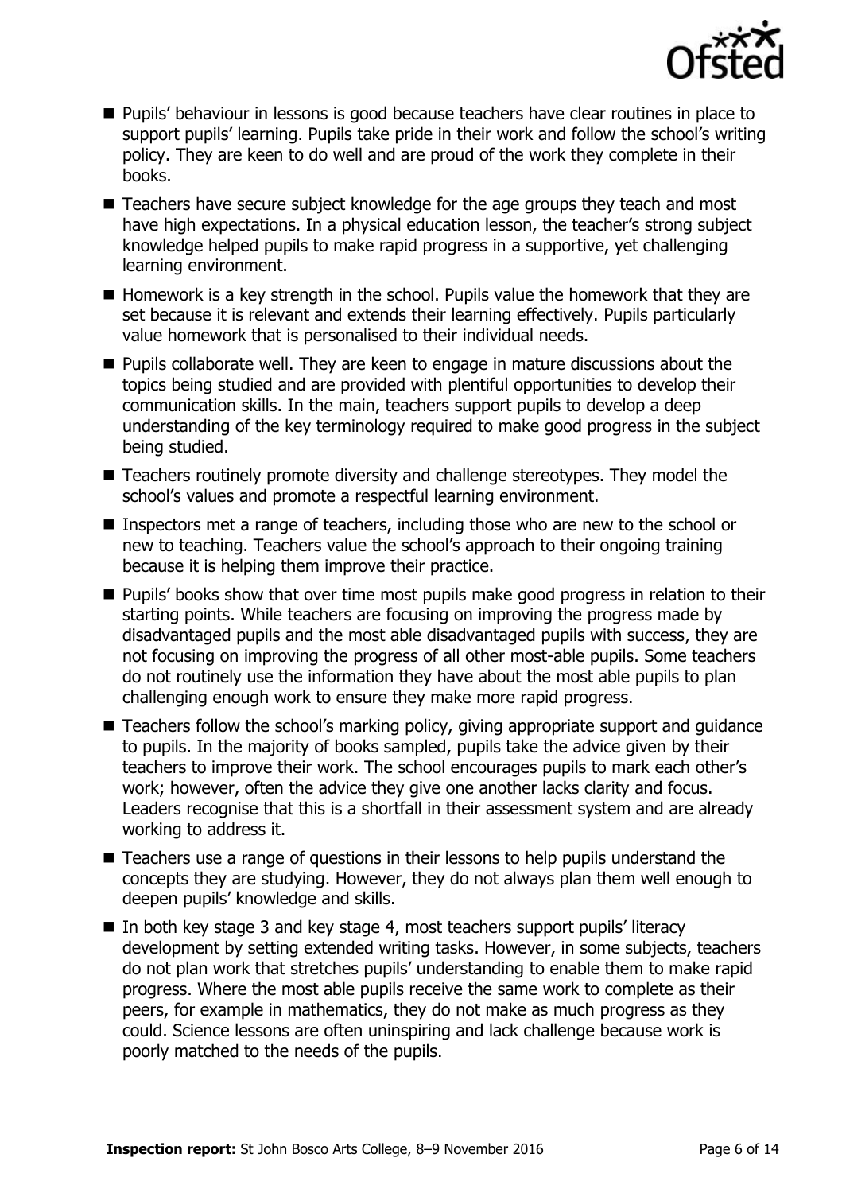- Pupils' behaviour in lessons is good because teachers have clear routines in place to support pupils' learning. Pupils take pride in their work and follow the school's writing policy. They are keen to do well and are proud of the work they complete in their books.
- Teachers have secure subject knowledge for the age groups they teach and most have high expectations. In a physical education lesson, the teacher's strong subject knowledge helped pupils to make rapid progress in a supportive, yet challenging learning environment.
- Homework is a key strength in the school. Pupils value the homework that they are set because it is relevant and extends their learning effectively. Pupils particularly value homework that is personalised to their individual needs.
- Pupils collaborate well. They are keen to engage in mature discussions about the topics being studied and are provided with plentiful opportunities to develop their communication skills. In the main, teachers support pupils to develop a deep understanding of the key terminology required to make good progress in the subject being studied.
- Teachers routinely promote diversity and challenge stereotypes. They model the school's values and promote a respectful learning environment.
- Inspectors met a range of teachers, including those who are new to the school or new to teaching. Teachers value the school's approach to their ongoing training because it is helping them improve their practice.
- Pupils' books show that over time most pupils make good progress in relation to their starting points. While teachers are focusing on improving the progress made by disadvantaged pupils and the most able disadvantaged pupils with success, they are not focusing on improving the progress of all other most-able pupils. Some teachers do not routinely use the information they have about the most able pupils to plan challenging enough work to ensure they make more rapid progress.
- Teachers follow the school's marking policy, giving appropriate support and guidance to pupils. In the majority of books sampled, pupils take the advice given by their teachers to improve their work. The school encourages pupils to mark each other's work; however, often the advice they give one another lacks clarity and focus. Leaders recognise that this is a shortfall in their assessment system and are already working to address it.
- Teachers use a range of questions in their lessons to help pupils understand the concepts they are studying. However, they do not always plan them well enough to deepen pupils' knowledge and skills.
- In both key stage 3 and key stage 4, most teachers support pupils' literacy development by setting extended writing tasks. However, in some subjects, teachers do not plan work that stretches pupils' understanding to enable them to make rapid progress. Where the most able pupils receive the same work to complete as their peers, for example in mathematics, they do not make as much progress as they could. Science lessons are often uninspiring and lack challenge because work is poorly matched to the needs of the pupils.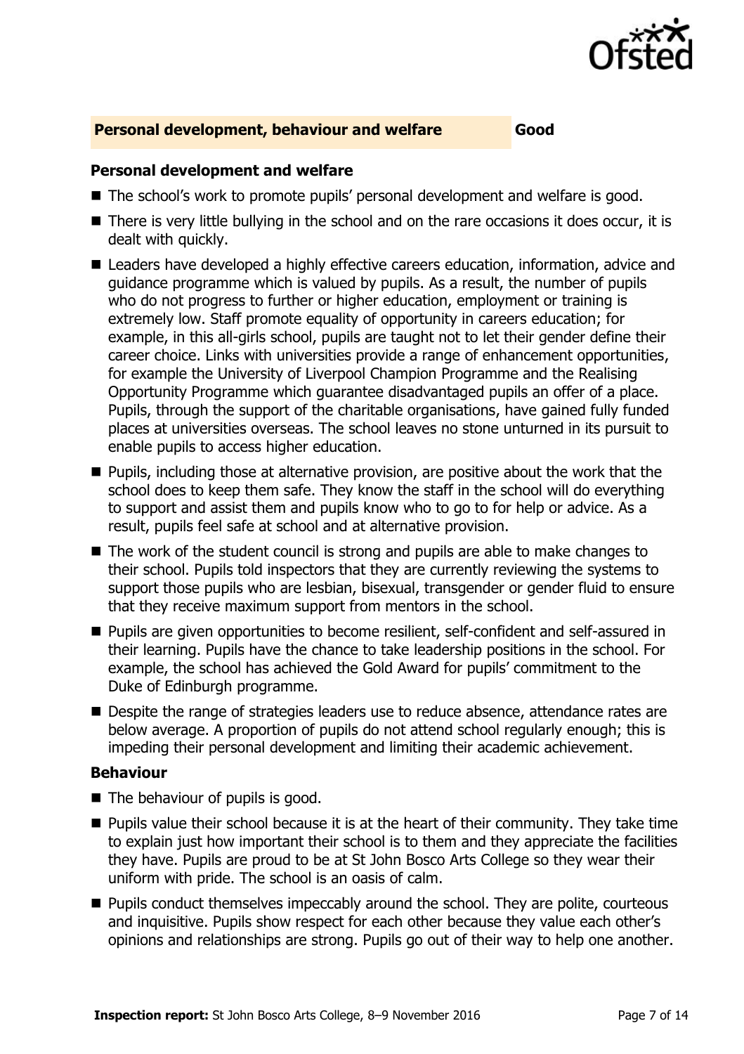## Personal development, behaviour and welfare — Good

### Personal development and welfare

- The school's work to promote pupils' personal development and welfare is good.
- There is very little bullying in the school and on the rare occasions it does occur, it is dealt with quickly.
- Leaders have developed a highly effective careers education, information, advice and guidance programme which is valued by pupils. As a result, the number of pupils who do not progress to further or higher education, employment or training is extremely low. Staff promote equality of opportunity in careers education; for example, in this all-girls school, pupils are taught not to let their gender define their career choice. Links with universities provide a range of enhancement opportunities, for example the University of Liverpool Champion Programme and the Realising Opportunity Programme which guarantee disadvantaged pupils an offer of a place. Pupils, through the support of the charitable organisations, have gained fully funded places at universities overseas. The school leaves no stone unturned in its pursuit to enable pupils to access higher education.
- Pupils, including those at alternative provision, are positive about the work that the school does to keep them safe. They know the staff in the school will do everything to support and assist them and pupils know who to go to for help or advice. As a result, pupils feel safe at school and at alternative provision.
- The work of the student council is strong and pupils are able to make changes to their school. Pupils told inspectors that they are currently reviewing the systems to support those pupils who are lesbian, bisexual, transgender or gender fluid to ensure that they receive maximum support from mentors in the school.
- Pupils are given opportunities to become resilient, self-confident and self-assured in their learning. Pupils have the chance to take leadership positions in the school. For example, the school has achieved the Gold Award for pupils' commitment to the Duke of Edinburgh programme.
- Despite the range of strategies leaders use to reduce absence, attendance rates are below average. A proportion of pupils do not attend school regularly enough; this is impeding their personal development and limiting their academic achievement.

### Behaviour

- The behaviour of pupils is good.
- Pupils value their school because it is at the heart of their community. They take time to explain just how important their school is to them and they appreciate the facilities they have. Pupils are proud to be at St John Bosco Arts College so they wear their uniform with pride. The school is an oasis of calm.
- Pupils conduct themselves impeccably around the school. They are polite, courteous and inquisitive. Pupils show respect for each other because they value each other's opinions and relationships are strong. Pupils go out of their way to help one another.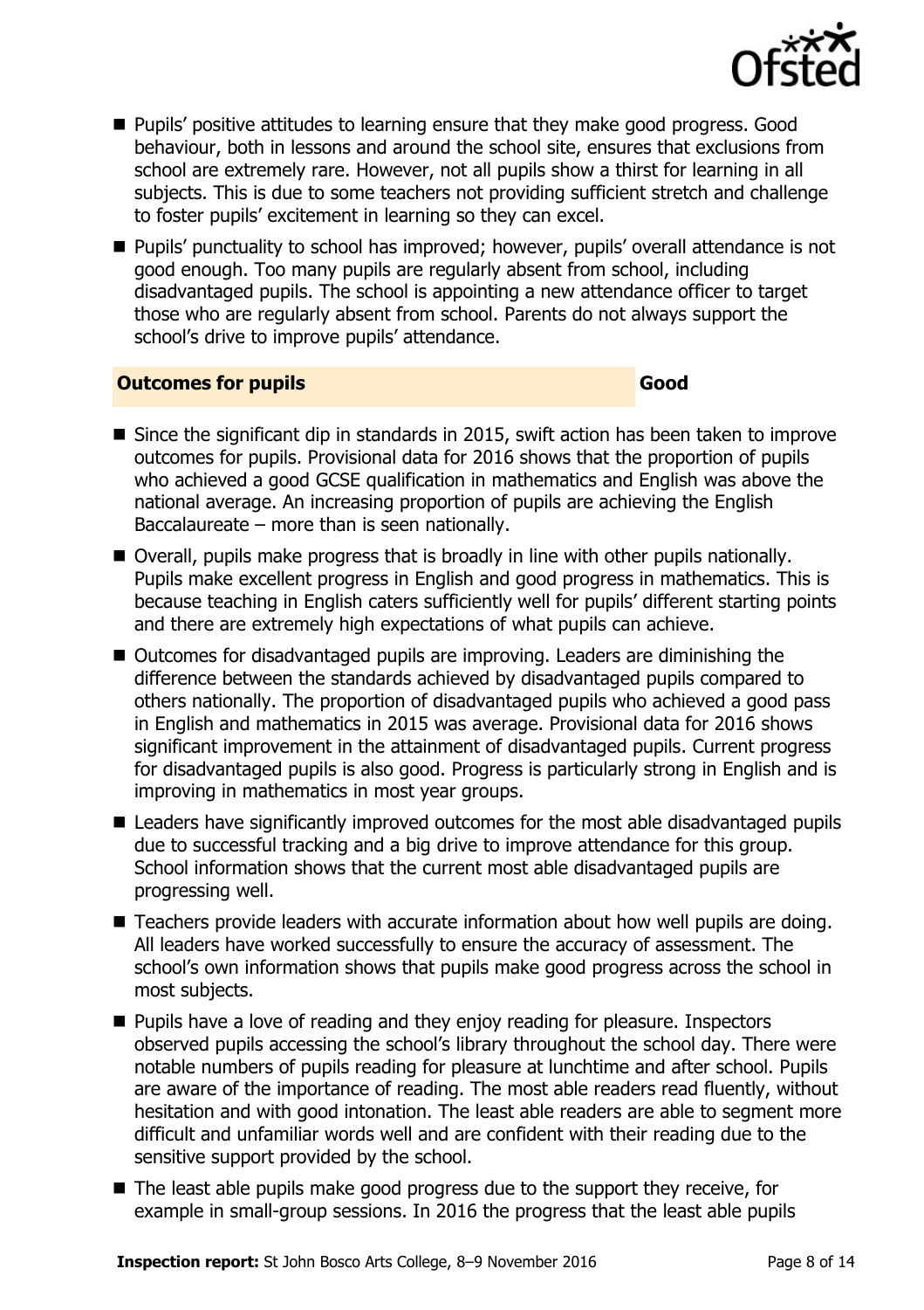- Pupils' positive attitudes to learning ensure that they make good progress. Good behaviour, both in lessons and around the school site, ensures that exclusions from school are extremely rare. However, not all pupils show a thirst for learning in all subjects. This is due to some teachers not providing sufficient stretch and challenge to foster pupils' excitement in learning so they can excel.
- Pupils' punctuality to school has improved; however, pupils' overall attendance is not good enough. Too many pupils are regularly absent from school, including disadvantaged pupils. The school is appointing a new attendance officer to target those who are regularly absent from school. Parents do not always support the school's drive to improve pupils' attendance.

| **Outcomes for pupils** | **Good** |
|---|---|

- Since the significant dip in standards in 2015, swift action has been taken to improve outcomes for pupils. Provisional data for 2016 shows that the proportion of pupils who achieved a good GCSE qualification in mathematics and English was above the national average. An increasing proportion of pupils are achieving the English Baccalaureate – more than is seen nationally.
- Overall, pupils make progress that is broadly in line with other pupils nationally. Pupils make excellent progress in English and good progress in mathematics. This is because teaching in English caters sufficiently well for pupils' different starting points and there are extremely high expectations of what pupils can achieve.
- Outcomes for disadvantaged pupils are improving. Leaders are diminishing the difference between the standards achieved by disadvantaged pupils compared to others nationally. The proportion of disadvantaged pupils who achieved a good pass in English and mathematics in 2015 was average. Provisional data for 2016 shows significant improvement in the attainment of disadvantaged pupils. Current progress for disadvantaged pupils is also good. Progress is particularly strong in English and is improving in mathematics in most year groups.
- Leaders have significantly improved outcomes for the most able disadvantaged pupils due to successful tracking and a big drive to improve attendance for this group. School information shows that the current most able disadvantaged pupils are progressing well.
- Teachers provide leaders with accurate information about how well pupils are doing. All leaders have worked successfully to ensure the accuracy of assessment. The school's own information shows that pupils make good progress across the school in most subjects.
- Pupils have a love of reading and they enjoy reading for pleasure. Inspectors observed pupils accessing the school's library throughout the school day. There were notable numbers of pupils reading for pleasure at lunchtime and after school. Pupils are aware of the importance of reading. The most able readers read fluently, without hesitation and with good intonation. The least able readers are able to segment more difficult and unfamiliar words well and are confident with their reading due to the sensitive support provided by the school.
- The least able pupils make good progress due to the support they receive, for example in small-group sessions. In 2016 the progress that the least able pupils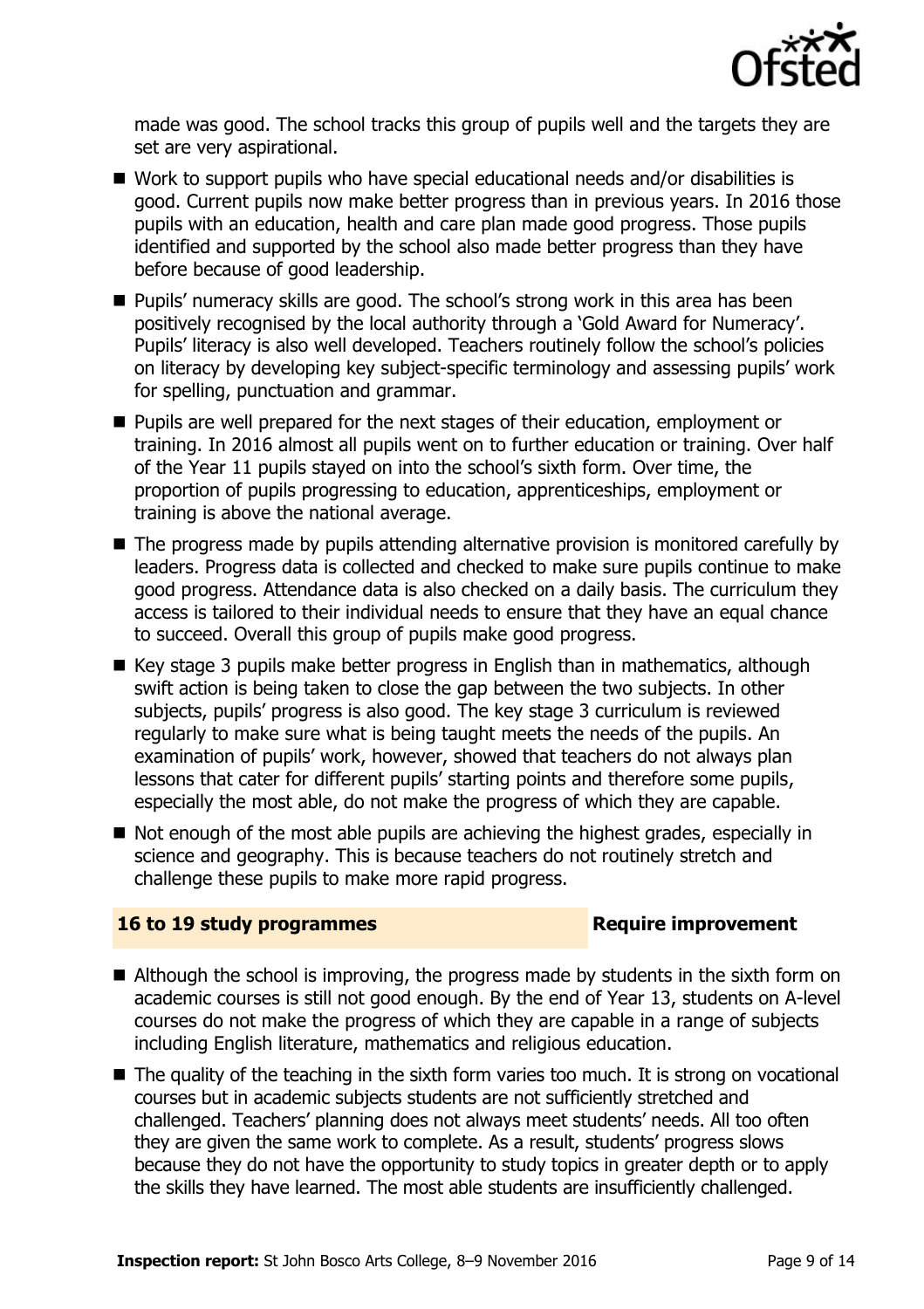made was good. The school tracks this group of pupils well and the targets they are set are very aspirational.

- Work to support pupils who have special educational needs and/or disabilities is good. Current pupils now make better progress than in previous years. In 2016 those pupils with an education, health and care plan made good progress. Those pupils identified and supported by the school also made better progress than they have before because of good leadership.
- Pupils' numeracy skills are good. The school's strong work in this area has been positively recognised by the local authority through a 'Gold Award for Numeracy'. Pupils' literacy is also well developed. Teachers routinely follow the school's policies on literacy by developing key subject-specific terminology and assessing pupils' work for spelling, punctuation and grammar.
- Pupils are well prepared for the next stages of their education, employment or training. In 2016 almost all pupils went on to further education or training. Over half of the Year 11 pupils stayed on into the school's sixth form. Over time, the proportion of pupils progressing to education, apprenticeships, employment or training is above the national average.
- The progress made by pupils attending alternative provision is monitored carefully by leaders. Progress data is collected and checked to make sure pupils continue to make good progress. Attendance data is also checked on a daily basis. The curriculum they access is tailored to their individual needs to ensure that they have an equal chance to succeed. Overall this group of pupils make good progress.
- Key stage 3 pupils make better progress in English than in mathematics, although swift action is being taken to close the gap between the two subjects. In other subjects, pupils' progress is also good. The key stage 3 curriculum is reviewed regularly to make sure what is being taught meets the needs of the pupils. An examination of pupils' work, however, showed that teachers do not always plan lessons that cater for different pupils' starting points and therefore some pupils, especially the most able, do not make the progress of which they are capable.
- Not enough of the most able pupils are achieving the highest grades, especially in science and geography. This is because teachers do not routinely stretch and challenge these pupils to make more rapid progress.

## 16 to 19 study programmes — Require improvement

- Although the school is improving, the progress made by students in the sixth form on academic courses is still not good enough. By the end of Year 13, students on A-level courses do not make the progress of which they are capable in a range of subjects including English literature, mathematics and religious education.
- The quality of the teaching in the sixth form varies too much. It is strong on vocational courses but in academic subjects students are not sufficiently stretched and challenged. Teachers' planning does not always meet students' needs. All too often they are given the same work to complete. As a result, students' progress slows because they do not have the opportunity to study topics in greater depth or to apply the skills they have learned. The most able students are insufficiently challenged.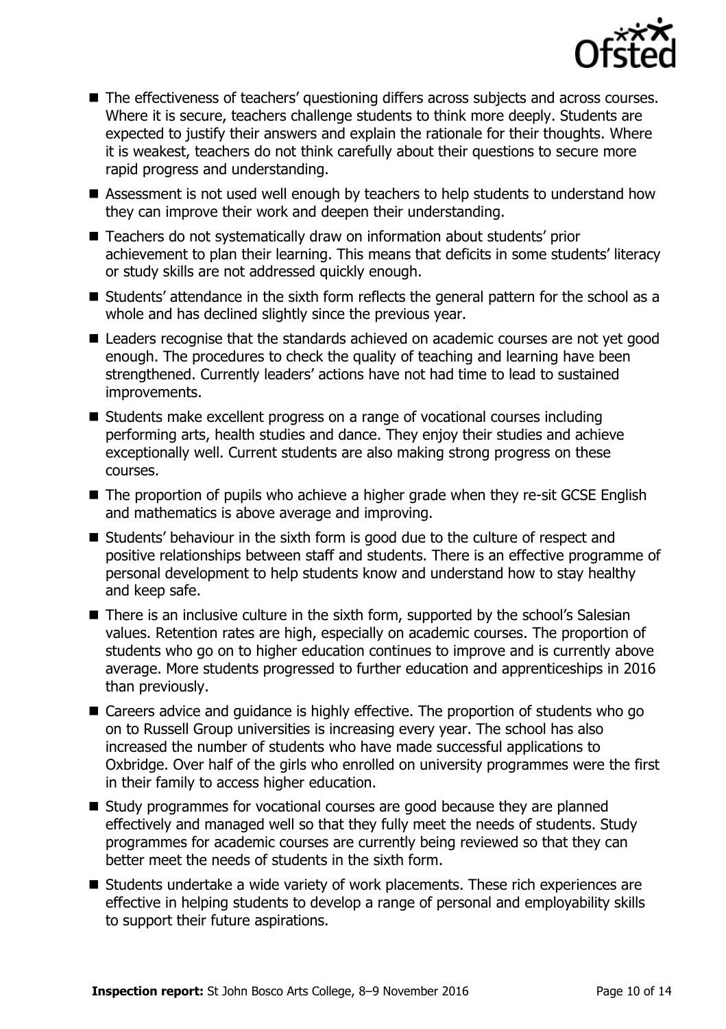- The effectiveness of teachers' questioning differs across subjects and across courses. Where it is secure, teachers challenge students to think more deeply. Students are expected to justify their answers and explain the rationale for their thoughts. Where it is weakest, teachers do not think carefully about their questions to secure more rapid progress and understanding.
- Assessment is not used well enough by teachers to help students to understand how they can improve their work and deepen their understanding.
- Teachers do not systematically draw on information about students' prior achievement to plan their learning. This means that deficits in some students' literacy or study skills are not addressed quickly enough.
- Students' attendance in the sixth form reflects the general pattern for the school as a whole and has declined slightly since the previous year.
- Leaders recognise that the standards achieved on academic courses are not yet good enough. The procedures to check the quality of teaching and learning have been strengthened. Currently leaders' actions have not had time to lead to sustained improvements.
- Students make excellent progress on a range of vocational courses including performing arts, health studies and dance. They enjoy their studies and achieve exceptionally well. Current students are also making strong progress on these courses.
- The proportion of pupils who achieve a higher grade when they re-sit GCSE English and mathematics is above average and improving.
- Students' behaviour in the sixth form is good due to the culture of respect and positive relationships between staff and students. There is an effective programme of personal development to help students know and understand how to stay healthy and keep safe.
- There is an inclusive culture in the sixth form, supported by the school's Salesian values. Retention rates are high, especially on academic courses. The proportion of students who go on to higher education continues to improve and is currently above average. More students progressed to further education and apprenticeships in 2016 than previously.
- Careers advice and guidance is highly effective. The proportion of students who go on to Russell Group universities is increasing every year. The school has also increased the number of students who have made successful applications to Oxbridge. Over half of the girls who enrolled on university programmes were the first in their family to access higher education.
- Study programmes for vocational courses are good because they are planned effectively and managed well so that they fully meet the needs of students. Study programmes for academic courses are currently being reviewed so that they can better meet the needs of students in the sixth form.
- Students undertake a wide variety of work placements. These rich experiences are effective in helping students to develop a range of personal and employability skills to support their future aspirations.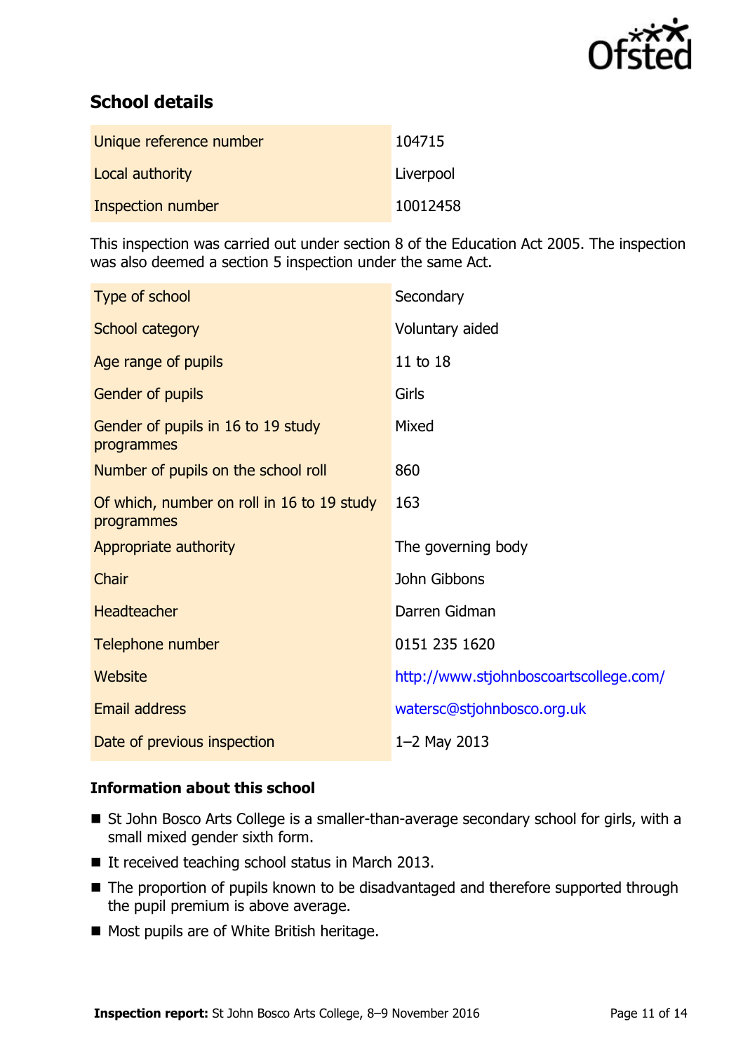## School details

| | |
|---|---|
| Unique reference number | 104715 |
| Local authority | Liverpool |
| Inspection number | 10012458 |

This inspection was carried out under section 8 of the Education Act 2005. The inspection was also deemed a section 5 inspection under the same Act.

| | |
|---|---|
| Type of school | Secondary |
| School category | Voluntary aided |
| Age range of pupils | 11 to 18 |
| Gender of pupils | Girls |
| Gender of pupils in 16 to 19 study programmes | Mixed |
| Number of pupils on the school roll | 860 |
| Of which, number on roll in 16 to 19 study programmes | 163 |
| Appropriate authority | The governing body |
| Chair | John Gibbons |
| Headteacher | Darren Gidman |
| Telephone number | 0151 235 1620 |
| Website | http://www.stjohnboscoartscollege.com/ |
| Email address | watersc@stjohnbosco.org.uk |
| Date of previous inspection | 1–2 May 2013 |

### Information about this school

- St John Bosco Arts College is a smaller-than-average secondary school for girls, with a small mixed gender sixth form.
- It received teaching school status in March 2013.
- The proportion of pupils known to be disadvantaged and therefore supported through the pupil premium is above average.
- Most pupils are of White British heritage.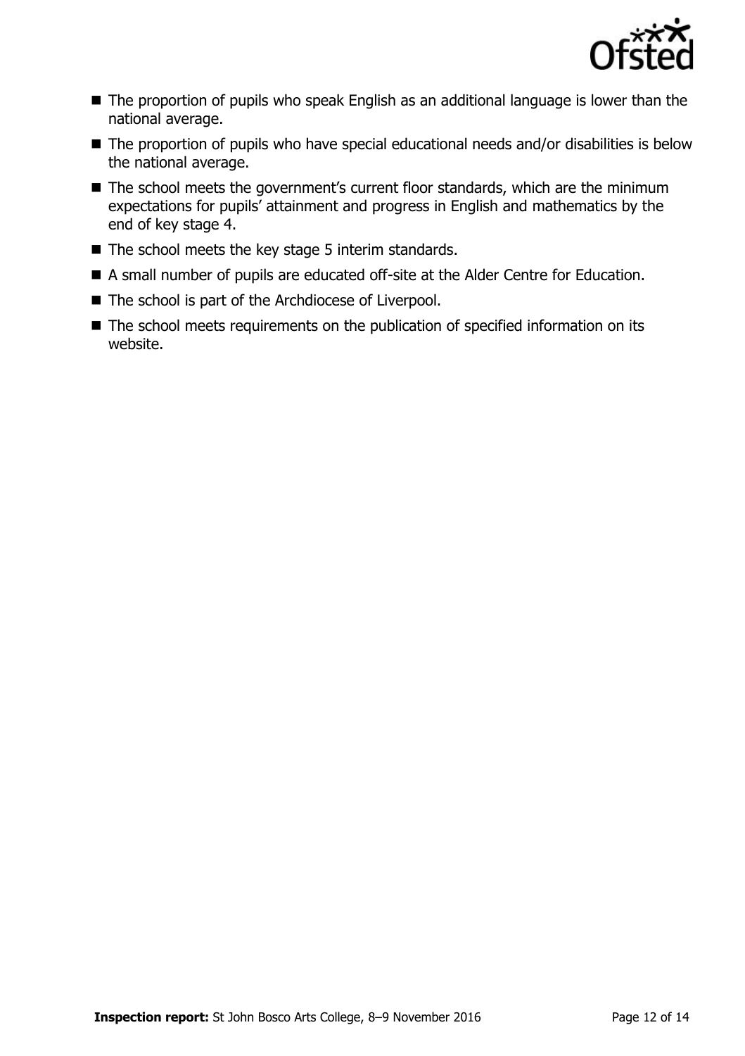- The proportion of pupils who speak English as an additional language is lower than the national average.
- The proportion of pupils who have special educational needs and/or disabilities is below the national average.
- The school meets the government's current floor standards, which are the minimum expectations for pupils' attainment and progress in English and mathematics by the end of key stage 4.
- The school meets the key stage 5 interim standards.
- A small number of pupils are educated off-site at the Alder Centre for Education.
- The school is part of the Archdiocese of Liverpool.
- The school meets requirements on the publication of specified information on its website.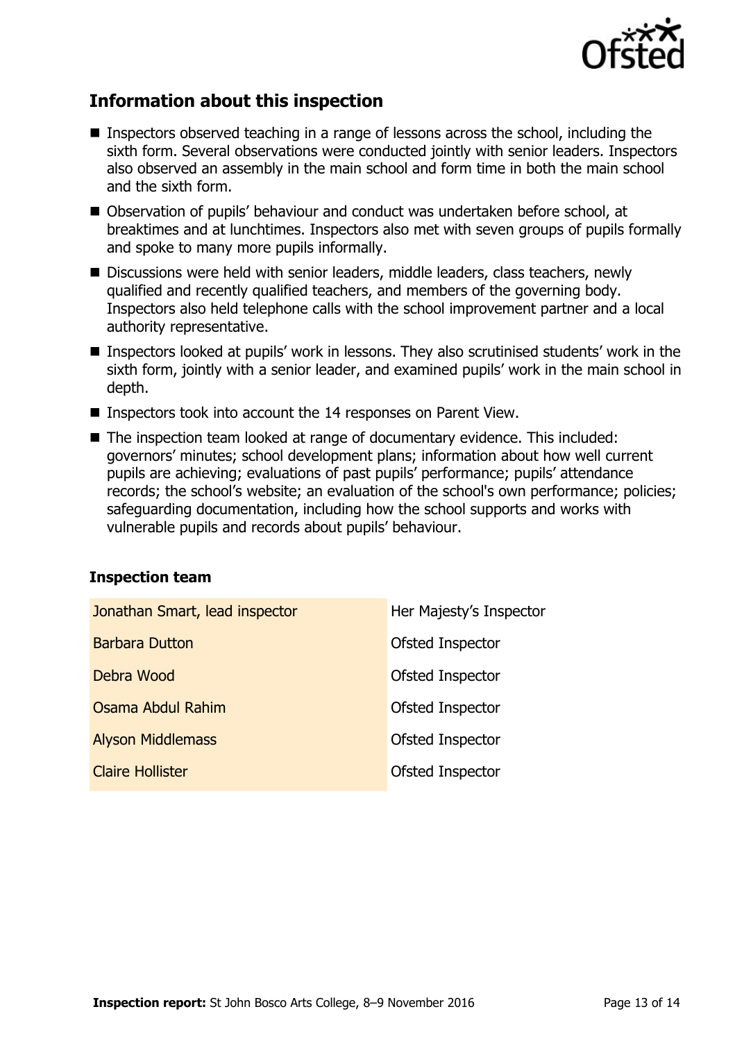## Information about this inspection

- Inspectors observed teaching in a range of lessons across the school, including the sixth form. Several observations were conducted jointly with senior leaders. Inspectors also observed an assembly in the main school and form time in both the main school and the sixth form.
- Observation of pupils' behaviour and conduct was undertaken before school, at breaktimes and at lunchtimes. Inspectors also met with seven groups of pupils formally and spoke to many more pupils informally.
- Discussions were held with senior leaders, middle leaders, class teachers, newly qualified and recently qualified teachers, and members of the governing body. Inspectors also held telephone calls with the school improvement partner and a local authority representative.
- Inspectors looked at pupils' work in lessons. They also scrutinised students' work in the sixth form, jointly with a senior leader, and examined pupils' work in the main school in depth.
- Inspectors took into account the 14 responses on Parent View.
- The inspection team looked at range of documentary evidence. This included: governors' minutes; school development plans; information about how well current pupils are achieving; evaluations of past pupils' performance; pupils' attendance records; the school's website; an evaluation of the school's own performance; policies; safeguarding documentation, including how the school supports and works with vulnerable pupils and records about pupils' behaviour.

### Inspection team

| | |
|---|---|
| Jonathan Smart, lead inspector | Her Majesty's Inspector |
| Barbara Dutton | Ofsted Inspector |
| Debra Wood | Ofsted Inspector |
| Osama Abdul Rahim | Ofsted Inspector |
| Alyson Middlemass | Ofsted Inspector |
| Claire Hollister | Ofsted Inspector |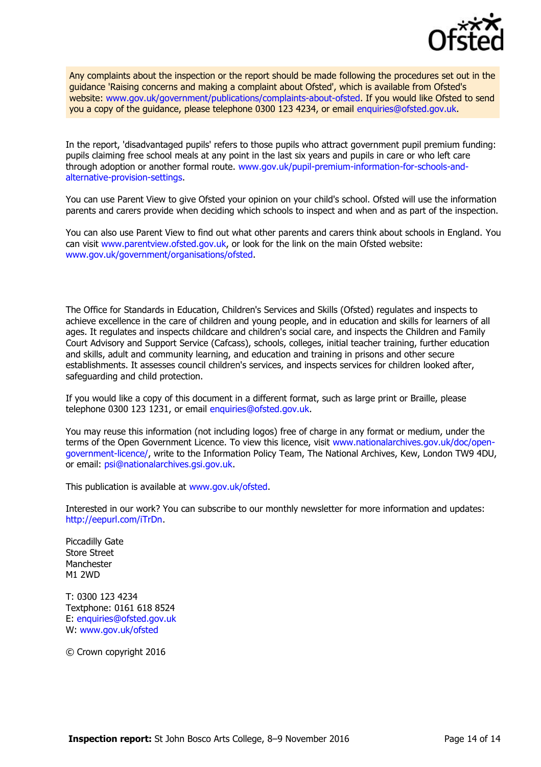Any complaints about the inspection or the report should be made following the procedures set out in the guidance 'Raising concerns and making a complaint about Ofsted', which is available from Ofsted's website: www.gov.uk/government/publications/complaints-about-ofsted. If you would like Ofsted to send you a copy of the guidance, please telephone 0300 123 4234, or email enquiries@ofsted.gov.uk.

In the report, 'disadvantaged pupils' refers to those pupils who attract government pupil premium funding: pupils claiming free school meals at any point in the last six years and pupils in care or who left care through adoption or another formal route. www.gov.uk/pupil-premium-information-for-schools-and-alternative-provision-settings.

You can use Parent View to give Ofsted your opinion on your child's school. Ofsted will use the information parents and carers provide when deciding which schools to inspect and when and as part of the inspection.

You can also use Parent View to find out what other parents and carers think about schools in England. You can visit www.parentview.ofsted.gov.uk, or look for the link on the main Ofsted website: www.gov.uk/government/organisations/ofsted.

The Office for Standards in Education, Children's Services and Skills (Ofsted) regulates and inspects to achieve excellence in the care of children and young people, and in education and skills for learners of all ages. It regulates and inspects childcare and children's social care, and inspects the Children and Family Court Advisory and Support Service (Cafcass), schools, colleges, initial teacher training, further education and skills, adult and community learning, and education and training in prisons and other secure establishments. It assesses council children's services, and inspects services for children looked after, safeguarding and child protection.

If you would like a copy of this document in a different format, such as large print or Braille, please telephone 0300 123 1231, or email enquiries@ofsted.gov.uk.

You may reuse this information (not including logos) free of charge in any format or medium, under the terms of the Open Government Licence. To view this licence, visit www.nationalarchives.gov.uk/doc/open-government-licence/, write to the Information Policy Team, The National Archives, Kew, London TW9 4DU, or email: psi@nationalarchives.gsi.gov.uk.

This publication is available at www.gov.uk/ofsted.

Interested in our work? You can subscribe to our monthly newsletter for more information and updates: http://eepurl.com/iTrDn.

Piccadilly Gate  
Store Street  
Manchester  
M1 2WD

T: 0300 123 4234  
Textphone: 0161 618 8524  
E: enquiries@ofsted.gov.uk  
W: www.gov.uk/ofsted

© Crown copyright 2016